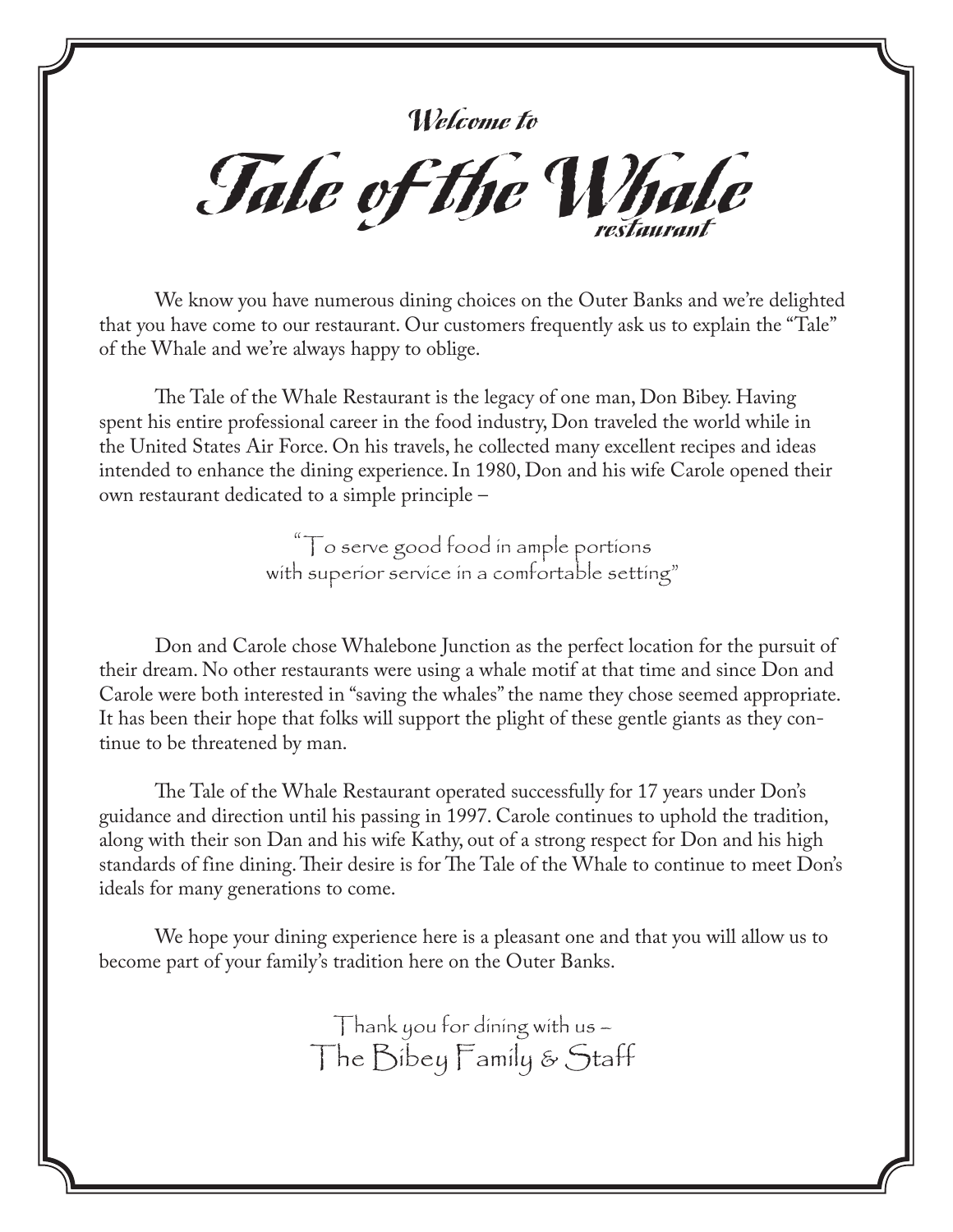*Welcome to*

# Tale of the Whale

*restaurant*

We know you have numerous dining choices on the Outer Banks and we're delighted that you have come to our restaurant. Our customers frequently ask us to explain the "Tale" of the Whale and we're always happy to oblige.

The Tale of the Whale Restaurant is the legacy of one man, Don Bibey. Having spent his entire professional career in the food industry, Don traveled the world while in the United States Air Force. On his travels, he collected many excellent recipes and ideas intended to enhance the dining experience. In 1980, Don and his wife Carole opened their own restaurant dedicated to a simple principle –

"To serve good food in ample portions
with superior service in a comfortable setting"

Don and Carole chose Whalebone Junction as the perfect location for the pursuit of their dream. No other restaurants were using a whale motif at that time and since Don and Carole were both interested in "saving the whales" the name they chose seemed appropriate. It has been their hope that folks will support the plight of these gentle giants as they continue to be threatened by man.

The Tale of the Whale Restaurant operated successfully for 17 years under Don's guidance and direction until his passing in 1997. Carole continues to uphold the tradition, along with their son Dan and his wife Kathy, out of a strong respect for Don and his high standards of fine dining. Their desire is for The Tale of the Whale to continue to meet Don's ideals for many generations to come.

We hope your dining experience here is a pleasant one and that you will allow us to become part of your family's tradition here on the Outer Banks.

Thank you for dining with us –
The Bibey Family & Staff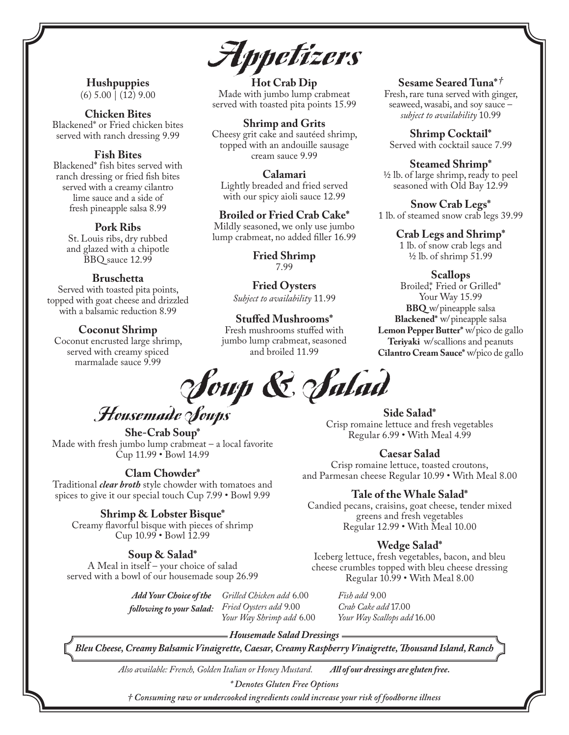# Appetizers

**Hushpuppies**
(6) 5.00 | (12) 9.00

**Chicken Bites**
Blackened* or Fried chicken bites served with ranch dressing 9.99

**Fish Bites**
Blackened* fish bites served with ranch dressing or fried fish bites served with a creamy cilantro lime sauce and a side of fresh pineapple salsa 8.99

**Pork Ribs**
St. Louis ribs, dry rubbed and glazed with a chipotle BBQ sauce 12.99

**Bruschetta**
Served with toasted pita points, topped with goat cheese and drizzled with a balsamic reduction 8.99

**Coconut Shrimp**
Coconut encrusted large shrimp, served with creamy spiced marmalade sauce 9.99

**Hot Crab Dip**
Made with jumbo lump crabmeat served with toasted pita points 15.99

**Shrimp and Grits**
Cheesy grit cake and sautéed shrimp, topped with an andouille sausage cream sauce 9.99

**Calamari**
Lightly breaded and fried served with our spicy aioli sauce 12.99

**Broiled or Fried Crab Cake***
Mildly seasoned, we only use jumbo lump crabmeat, no added filler 16.99

**Fried Shrimp**
7.99

**Fried Oysters**
*Subject to availability* 11.99

**Stuffed Mushrooms***
Fresh mushrooms stuffed with jumbo lump crabmeat, seasoned and broiled 11.99

**Sesame Seared Tuna*†**
Fresh, rare tuna served with ginger, seaweed, wasabi, and soy sauce – *subject to availability* 10.99

**Shrimp Cocktail***
Served with cocktail sauce 7.99

**Steamed Shrimp***
½ lb. of large shrimp, ready to peel seasoned with Old Bay 12.99

**Snow Crab Legs***
1 lb. of steamed snow crab legs 39.99

**Crab Legs and Shrimp***
1 lb. of snow crab legs and ½ lb. of shrimp 51.99

**Scallops**
Broiled,* Fried or Grilled*
Your Way 15.99
**BBQ** w/ pineapple salsa
**Blackened*** w/ pineapple salsa
**Lemon Pepper Butter*** w/ pico de gallo
**Teriyaki** w/scallions and peanuts
**Cilantro Cream Sauce*** w/pico de gallo

# Soup & Salad

## Housemade Soups

**She-Crab Soup***
Made with fresh jumbo lump crabmeat – a local favorite
Cup 11.99 • Bowl 14.99

**Clam Chowder***
Traditional ***clear broth*** style chowder with tomatoes and spices to give it our special touch Cup 7.99 • Bowl 9.99

**Shrimp & Lobster Bisque***
Creamy flavorful bisque with pieces of shrimp
Cup 10.99 • Bowl 12.99

**Soup & Salad***
A Meal in itself – your choice of salad served with a bowl of our housemade soup 26.99

**Side Salad***
Crisp romaine lettuce and fresh vegetables
Regular 6.99 • With Meal 4.99

**Caesar Salad**
Crisp romaine lettuce, toasted croutons, and Parmesan cheese Regular 10.99 • With Meal 8.00

**Tale of the Whale Salad***
Candied pecans, craisins, goat cheese, tender mixed greens and fresh vegetables
Regular 12.99 • With Meal 10.00

**Wedge Salad***
Iceberg lettuce, fresh vegetables, bacon, and bleu cheese crumbles topped with bleu cheese dressing
Regular 10.99 • With Meal 8.00

***Add Your Choice of the following to your Salad:***
*Grilled Chicken add* 6.00
*Fried Oysters add* 9.00
*Your Way Shrimp add* 6.00
*Fish add* 9.00
*Crab Cake add* 17.00
*Your Way Scallops add* 16.00

***Housemade Salad Dressings***
***Bleu Cheese, Creamy Balsamic Vinaigrette, Caesar, Creamy Raspberry Vinaigrette, Thousand Island, Ranch***

*Also available: French, Golden Italian or Honey Mustard.* ***All of our dressings are gluten free.***

****Denotes Gluten Free Options***

***† Consuming raw or undercooked ingredients could increase your risk of foodborne illness***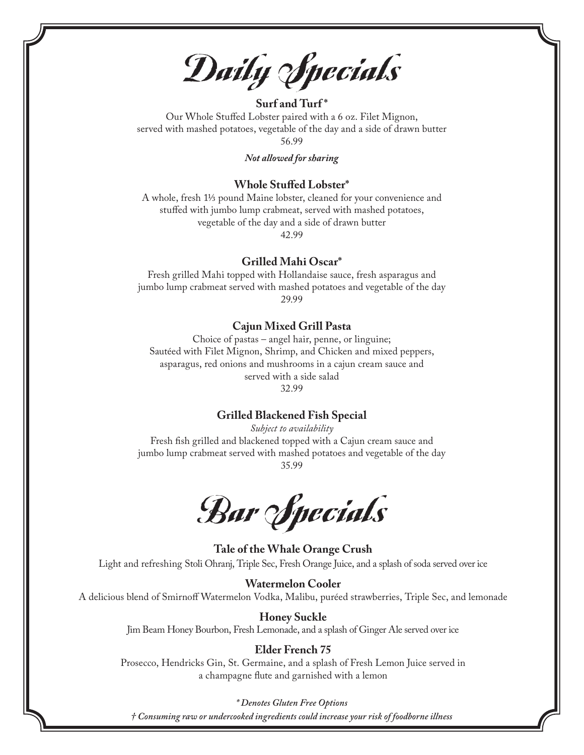# Daily Specials

### Surf and Turf*

Our Whole Stuffed Lobster paired with a 6 oz. Filet Mignon, served with mashed potatoes, vegetable of the day and a side of drawn butter

56.99

***Not allowed for sharing***

### Whole Stuffed Lobster*

A whole, fresh 1⅓ pound Maine lobster, cleaned for your convenience and stuffed with jumbo lump crabmeat, served with mashed potatoes, vegetable of the day and a side of drawn butter

42.99

### Grilled Mahi Oscar*

Fresh grilled Mahi topped with Hollandaise sauce, fresh asparagus and jumbo lump crabmeat served with mashed potatoes and vegetable of the day

29.99

### Cajun Mixed Grill Pasta

Choice of pastas – angel hair, penne, or linguine;
Sautéed with Filet Mignon, Shrimp, and Chicken and mixed peppers, asparagus, red onions and mushrooms in a cajun cream sauce and served with a side salad

32.99

### Grilled Blackened Fish Special

*Subject to availability*

Fresh fish grilled and blackened topped with a Cajun cream sauce and jumbo lump crabmeat served with mashed potatoes and vegetable of the day

35.99

# Bar Specials

### Tale of the Whale Orange Crush

Light and refreshing Stoli Ohranj, Triple Sec, Fresh Orange Juice, and a splash of soda served over ice

### Watermelon Cooler

A delicious blend of Smirnoff Watermelon Vodka, Malibu, puréed strawberries, Triple Sec, and lemonade

### Honey Suckle

Jim Beam Honey Bourbon, Fresh Lemonade, and a splash of Ginger Ale served over ice

### Elder French 75

Prosecco, Hendricks Gin, St. Germaine, and a splash of Fresh Lemon Juice served in a champagne flute and garnished with a lemon

***Denotes Gluten Free Options***

***† Consuming raw or undercooked ingredients could increase your risk of foodborne illness***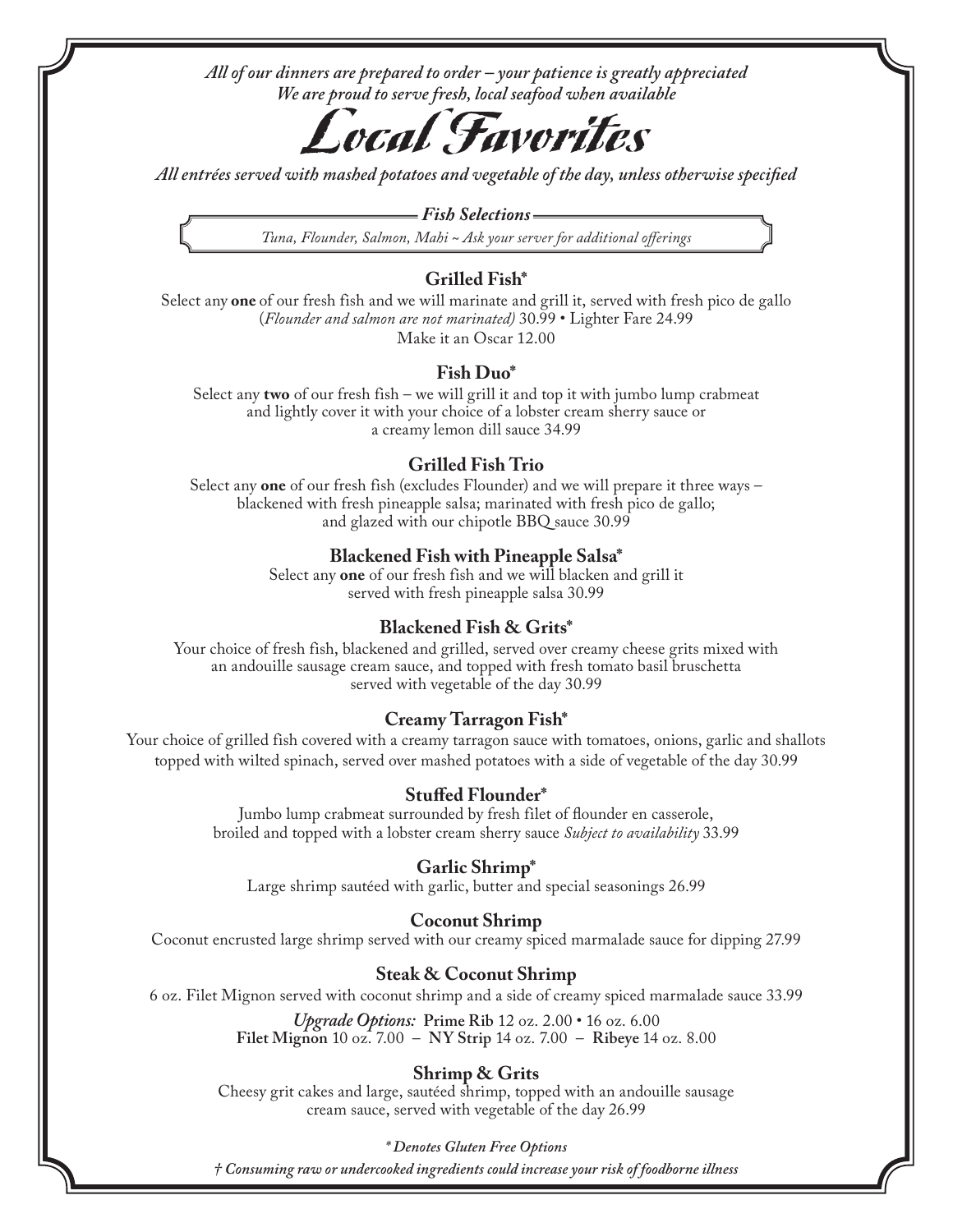*All of our dinners are prepared to order – your patience is greatly appreciated*
*We are proud to serve fresh, local seafood when available*

# Local Favorites

*All entrées served with mashed potatoes and vegetable of the day, unless otherwise specified*

## *Fish Selections*

*Tuna, Flounder, Salmon, Mahi ~ Ask your server for additional offerings*

### Grilled Fish*

Select any **one** of our fresh fish and we will marinate and grill it, served with fresh pico de gallo (*Flounder and salmon are not marinated)* 30.99 • Lighter Fare 24.99
Make it an Oscar 12.00

### Fish Duo*

Select any **two** of our fresh fish – we will grill it and top it with jumbo lump crabmeat and lightly cover it with your choice of a lobster cream sherry sauce or a creamy lemon dill sauce 34.99

### Grilled Fish Trio

Select any **one** of our fresh fish (excludes Flounder) and we will prepare it three ways – blackened with fresh pineapple salsa; marinated with fresh pico de gallo; and glazed with our chipotle BBQ sauce 30.99

### Blackened Fish with Pineapple Salsa*

Select any **one** of our fresh fish and we will blacken and grill it served with fresh pineapple salsa 30.99

### Blackened Fish & Grits*

Your choice of fresh fish, blackened and grilled, served over creamy cheese grits mixed with an andouille sausage cream sauce, and topped with fresh tomato basil bruschetta served with vegetable of the day 30.99

### Creamy Tarragon Fish*

Your choice of grilled fish covered with a creamy tarragon sauce with tomatoes, onions, garlic and shallots topped with wilted spinach, served over mashed potatoes with a side of vegetable of the day 30.99

### Stuffed Flounder*

Jumbo lump crabmeat surrounded by fresh filet of flounder en casserole, broiled and topped with a lobster cream sherry sauce *Subject to availability* 33.99

### Garlic Shrimp*

Large shrimp sautéed with garlic, butter and special seasonings 26.99

### Coconut Shrimp

Coconut encrusted large shrimp served with our creamy spiced marmalade sauce for dipping 27.99

### Steak & Coconut Shrimp

6 oz. Filet Mignon served with coconut shrimp and a side of creamy spiced marmalade sauce 33.99

*Upgrade Options:* **Prime Rib** 12 oz. 2.00 • 16 oz. 6.00
**Filet Mignon** 10 oz. 7.00 – **NY Strip** 14 oz. 7.00 – **Ribeye** 14 oz. 8.00

### Shrimp & Grits

Cheesy grit cakes and large, sautéed shrimp, topped with an andouille sausage cream sauce, served with vegetable of the day 26.99

*\* Denotes Gluten Free Options*

*† Consuming raw or undercooked ingredients could increase your risk of foodborne illness*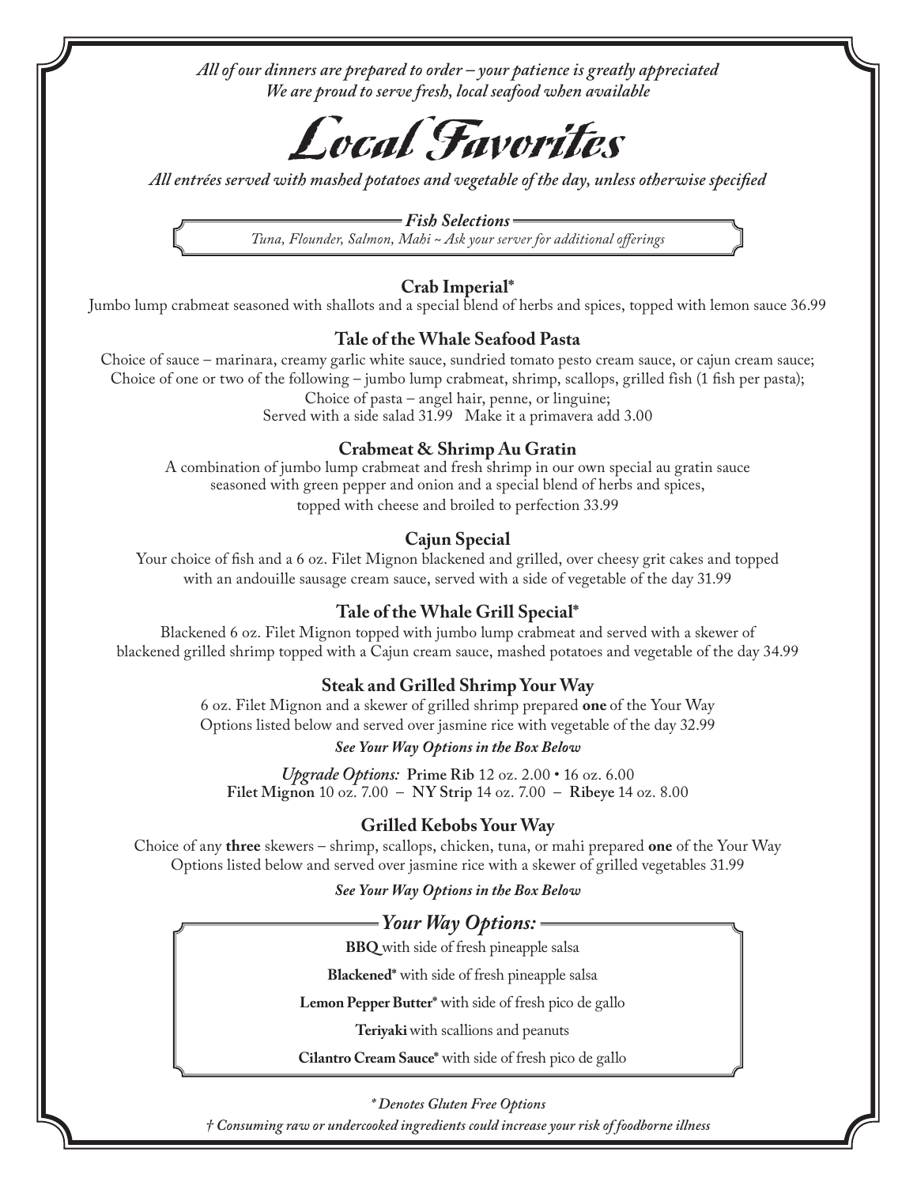*All of our dinners are prepared to order – your patience is greatly appreciated*
*We are proud to serve fresh, local seafood when available*

# Local Favorites

*All entrées served with mashed potatoes and vegetable of the day, unless otherwise specified*

***Fish Selections***

*Tuna, Flounder, Salmon, Mahi ~ Ask your server for additional offerings*

### Crab Imperial*

Jumbo lump crabmeat seasoned with shallots and a special blend of herbs and spices, topped with lemon sauce 36.99

### Tale of the Whale Seafood Pasta

Choice of sauce – marinara, creamy garlic white sauce, sundried tomato pesto cream sauce, or cajun cream sauce;
Choice of one or two of the following – jumbo lump crabmeat, shrimp, scallops, grilled fish (1 fish per pasta);
Choice of pasta – angel hair, penne, or linguine;
Served with a side salad 31.99 Make it a primavera add 3.00

### Crabmeat & Shrimp Au Gratin

A combination of jumbo lump crabmeat and fresh shrimp in our own special au gratin sauce seasoned with green pepper and onion and a special blend of herbs and spices, topped with cheese and broiled to perfection 33.99

### Cajun Special

Your choice of fish and a 6 oz. Filet Mignon blackened and grilled, over cheesy grit cakes and topped with an andouille sausage cream sauce, served with a side of vegetable of the day 31.99

### Tale of the Whale Grill Special*

Blackened 6 oz. Filet Mignon topped with jumbo lump crabmeat and served with a skewer of blackened grilled shrimp topped with a Cajun cream sauce, mashed potatoes and vegetable of the day 34.99

### Steak and Grilled Shrimp Your Way

6 oz. Filet Mignon and a skewer of grilled shrimp prepared **one** of the Your Way Options listed below and served over jasmine rice with vegetable of the day 32.99

***See Your Way Options in the Box Below***

*Upgrade Options:* **Prime Rib** 12 oz. 2.00 • 16 oz. 6.00
**Filet Mignon** 10 oz. 7.00 – **NY Strip** 14 oz. 7.00 – **Ribeye** 14 oz. 8.00

### Grilled Kebobs Your Way

Choice of any **three** skewers – shrimp, scallops, chicken, tuna, or mahi prepared **one** of the Your Way Options listed below and served over jasmine rice with a skewer of grilled vegetables 31.99

***See Your Way Options in the Box Below***

***Your Way Options:***

**BBQ** with side of fresh pineapple salsa

**Blackened*** with side of fresh pineapple salsa

**Lemon Pepper Butter*** with side of fresh pico de gallo

**Teriyaki** with scallions and peanuts

**Cilantro Cream Sauce*** with side of fresh pico de gallo

***\* Denotes Gluten Free Options***

***† Consuming raw or undercooked ingredients could increase your risk of foodborne illness***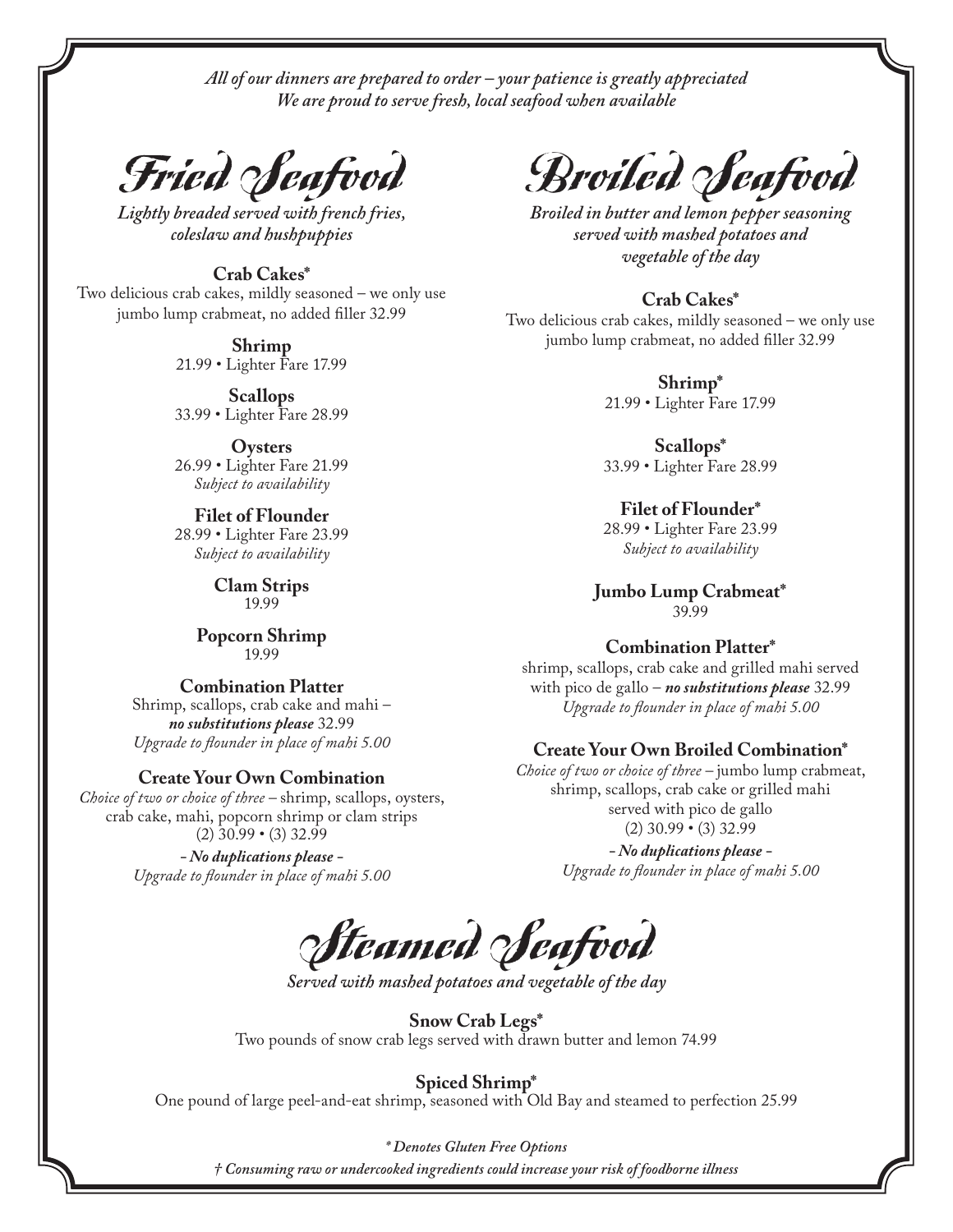*All of our dinners are prepared to order – your patience is greatly appreciated*
*We are proud to serve fresh, local seafood when available*

# Fried Seafood

*Lightly breaded served with french fries, coleslaw and hushpuppies*

**Crab Cakes***
Two delicious crab cakes, mildly seasoned – we only use jumbo lump crabmeat, no added filler 32.99

**Shrimp**
21.99 • Lighter Fare 17.99

**Scallops**
33.99 • Lighter Fare 28.99

**Oysters**
26.99 • Lighter Fare 21.99
*Subject to availability*

**Filet of Flounder**
28.99 • Lighter Fare 23.99
*Subject to availability*

**Clam Strips**
19.99

**Popcorn Shrimp**
19.99

**Combination Platter**
Shrimp, scallops, crab cake and mahi – ***no substitutions please*** 32.99
*Upgrade to flounder in place of mahi 5.00*

**Create Your Own Combination**
*Choice of two or choice of three* – shrimp, scallops, oysters, crab cake, mahi, popcorn shrimp or clam strips
(2) 30.99 • (3) 32.99
***- No duplications please -***
*Upgrade to flounder in place of mahi 5.00*

# Broiled Seafood

*Broiled in butter and lemon pepper seasoning served with mashed potatoes and vegetable of the day*

**Crab Cakes***
Two delicious crab cakes, mildly seasoned – we only use jumbo lump crabmeat, no added filler 32.99

**Shrimp***
21.99 • Lighter Fare 17.99

**Scallops***
33.99 • Lighter Fare 28.99

**Filet of Flounder***
28.99 • Lighter Fare 23.99
*Subject to availability*

**Jumbo Lump Crabmeat***
39.99

**Combination Platter***
shrimp, scallops, crab cake and grilled mahi served with pico de gallo – ***no substitutions please*** 32.99
*Upgrade to flounder in place of mahi 5.00*

**Create Your Own Broiled Combination***
*Choice of two or choice of three* – jumbo lump crabmeat, shrimp, scallops, crab cake or grilled mahi served with pico de gallo
(2) 30.99 • (3) 32.99
***- No duplications please -***
*Upgrade to flounder in place of mahi 5.00*

# Steamed Seafood

*Served with mashed potatoes and vegetable of the day*

**Snow Crab Legs***
Two pounds of snow crab legs served with drawn butter and lemon 74.99

**Spiced Shrimp***
One pound of large peel-and-eat shrimp, seasoned with Old Bay and steamed to perfection 25.99

*\* Denotes Gluten Free Options*
*† Consuming raw or undercooked ingredients could increase your risk of foodborne illness*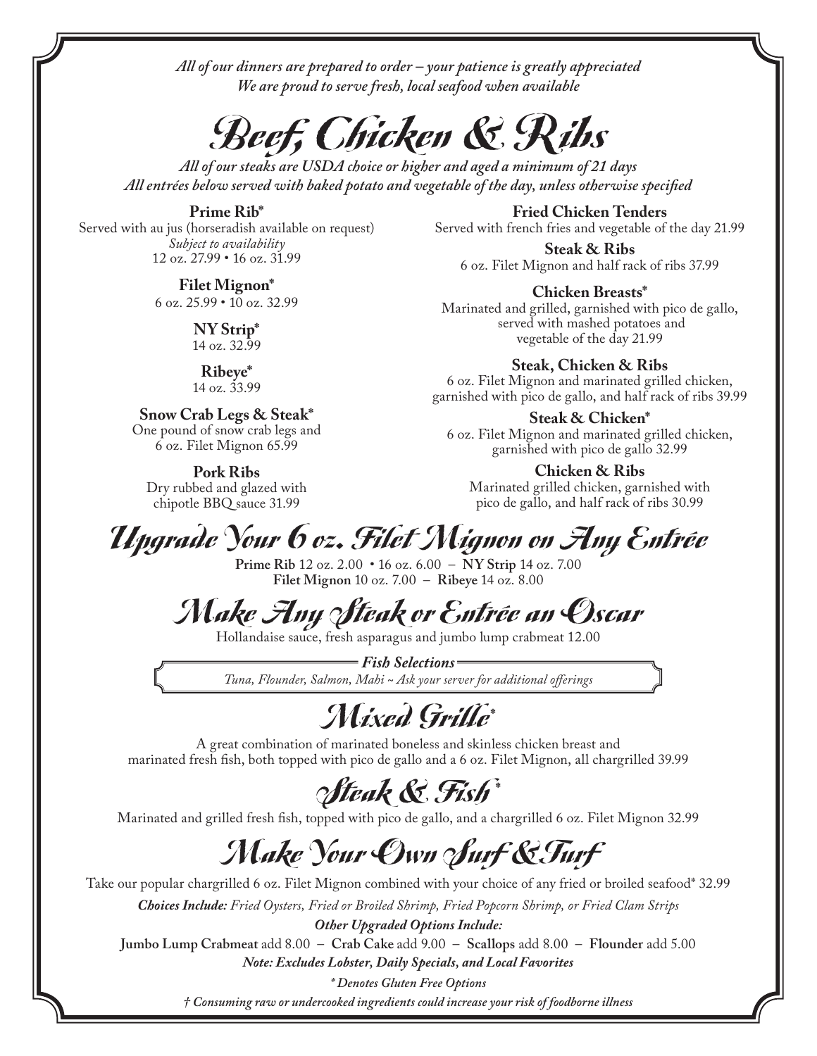*All of our dinners are prepared to order – your patience is greatly appreciated*
*We are proud to serve fresh, local seafood when available*

# Beef, Chicken & Ribs

*All of our steaks are USDA choice or higher and aged a minimum of 21 days*
*All entrées below served with baked potato and vegetable of the day, unless otherwise specified*

**Prime Rib***
Served with au jus (horseradish available on request)
*Subject to availability*
12 oz. 27.99 • 16 oz. 31.99

**Filet Mignon***
6 oz. 25.99 • 10 oz. 32.99

**NY Strip***
14 oz. 32.99

**Ribeye***
14 oz. 33.99

**Snow Crab Legs & Steak***
One pound of snow crab legs and 6 oz. Filet Mignon 65.99

**Pork Ribs**
Dry rubbed and glazed with chipotle BBQ sauce 31.99

**Fried Chicken Tenders**
Served with french fries and vegetable of the day 21.99

**Steak & Ribs**
6 oz. Filet Mignon and half rack of ribs 37.99

**Chicken Breasts***
Marinated and grilled, garnished with pico de gallo, served with mashed potatoes and vegetable of the day 21.99

**Steak, Chicken & Ribs**
6 oz. Filet Mignon and marinated grilled chicken, garnished with pico de gallo, and half rack of ribs 39.99

**Steak & Chicken***
6 oz. Filet Mignon and marinated grilled chicken, garnished with pico de gallo 32.99

**Chicken & Ribs**
Marinated grilled chicken, garnished with pico de gallo, and half rack of ribs 30.99

## Upgrade Your 6 oz. Filet Mignon on Any Entrée

**Prime Rib** 12 oz. 2.00 • 16 oz. 6.00 – **NY Strip** 14 oz. 7.00
**Filet Mignon** 10 oz. 7.00 – **Ribeye** 14 oz. 8.00

## Make Any Steak or Entrée an Oscar

Hollandaise sauce, fresh asparagus and jumbo lump crabmeat 12.00

***Fish Selections***
*Tuna, Flounder, Salmon, Mahi ~ Ask your server for additional offerings*

## Mixed Grille*

A great combination of marinated boneless and skinless chicken breast and marinated fresh fish, both topped with pico de gallo and a 6 oz. Filet Mignon, all chargrilled 39.99

## Steak & Fish*

Marinated and grilled fresh fish, topped with pico de gallo, and a chargrilled 6 oz. Filet Mignon 32.99

## Make Your Own Surf & Turf

Take our popular chargrilled 6 oz. Filet Mignon combined with your choice of any fried or broiled seafood* 32.99

***Choices Include:*** *Fried Oysters, Fried or Broiled Shrimp, Fried Popcorn Shrimp, or Fried Clam Strips*

***Other Upgraded Options Include:***
**Jumbo Lump Crabmeat** add 8.00 – **Crab Cake** add 9.00 – **Scallops** add 8.00 – **Flounder** add 5.00

***Note: Excludes Lobster, Daily Specials, and Local Favorites***

*\* Denotes Gluten Free Options*

*† Consuming raw or undercooked ingredients could increase your risk of foodborne illness*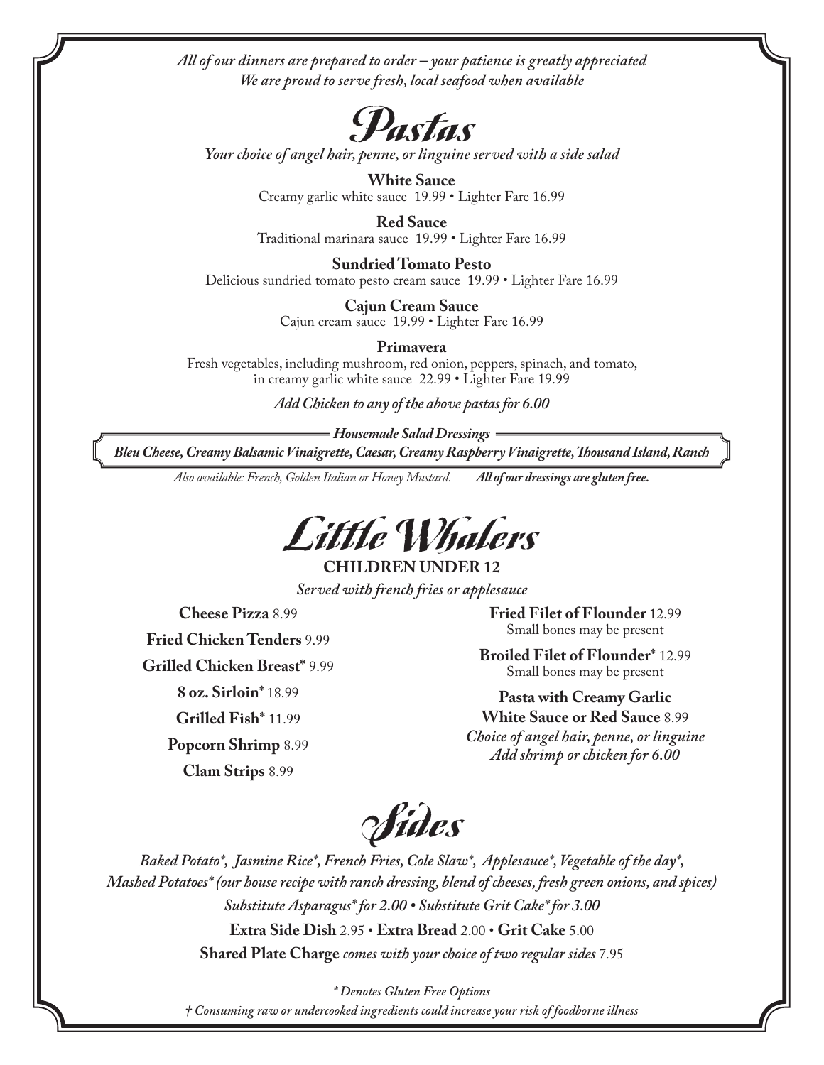*All of our dinners are prepared to order – your patience is greatly appreciated*
*We are proud to serve fresh, local seafood when available*

# Pastas

*Your choice of angel hair, penne, or linguine served with a side salad*

**White Sauce**
Creamy garlic white sauce 19.99 • Lighter Fare 16.99

**Red Sauce**
Traditional marinara sauce 19.99 • Lighter Fare 16.99

**Sundried Tomato Pesto**
Delicious sundried tomato pesto cream sauce 19.99 • Lighter Fare 16.99

**Cajun Cream Sauce**
Cajun cream sauce 19.99 • Lighter Fare 16.99

**Primavera**
Fresh vegetables, including mushroom, red onion, peppers, spinach, and tomato, in creamy garlic white sauce 22.99 • Lighter Fare 19.99

*Add Chicken to any of the above pastas for 6.00*

***Housemade Salad Dressings***

***Bleu Cheese, Creamy Balsamic Vinaigrette, Caesar, Creamy Raspberry Vinaigrette, Thousand Island, Ranch***

*Also available: French, Golden Italian or Honey Mustard.* ***All of our dressings are gluten free.***

# Little Whalers

**CHILDREN UNDER 12**

*Served with french fries or applesauce*

**Cheese Pizza** 8.99

**Fried Chicken Tenders** 9.99

**Grilled Chicken Breast*** 9.99

**8 oz. Sirloin*** 18.99

**Grilled Fish*** 11.99

**Popcorn Shrimp** 8.99

**Clam Strips** 8.99

**Fried Filet of Flounder** 12.99
Small bones may be present

**Broiled Filet of Flounder*** 12.99
Small bones may be present

**Pasta with Creamy Garlic White Sauce or Red Sauce** 8.99
*Choice of angel hair, penne, or linguine*
*Add shrimp or chicken for 6.00*

# Sides

*Baked Potato*, Jasmine Rice*, French Fries, Cole Slaw*, Applesauce*, Vegetable of the day*, Mashed Potatoes* (our house recipe with ranch dressing, blend of cheeses, fresh green onions, and spices)*

*Substitute Asparagus* for 2.00 • Substitute Grit Cake* for 3.00*

**Extra Side Dish** 2.95 • **Extra Bread** 2.00 • **Grit Cake** 5.00

**Shared Plate Charge** *comes with your choice of two regular sides* 7.95

*\* Denotes Gluten Free Options*

*† Consuming raw or undercooked ingredients could increase your risk of foodborne illness*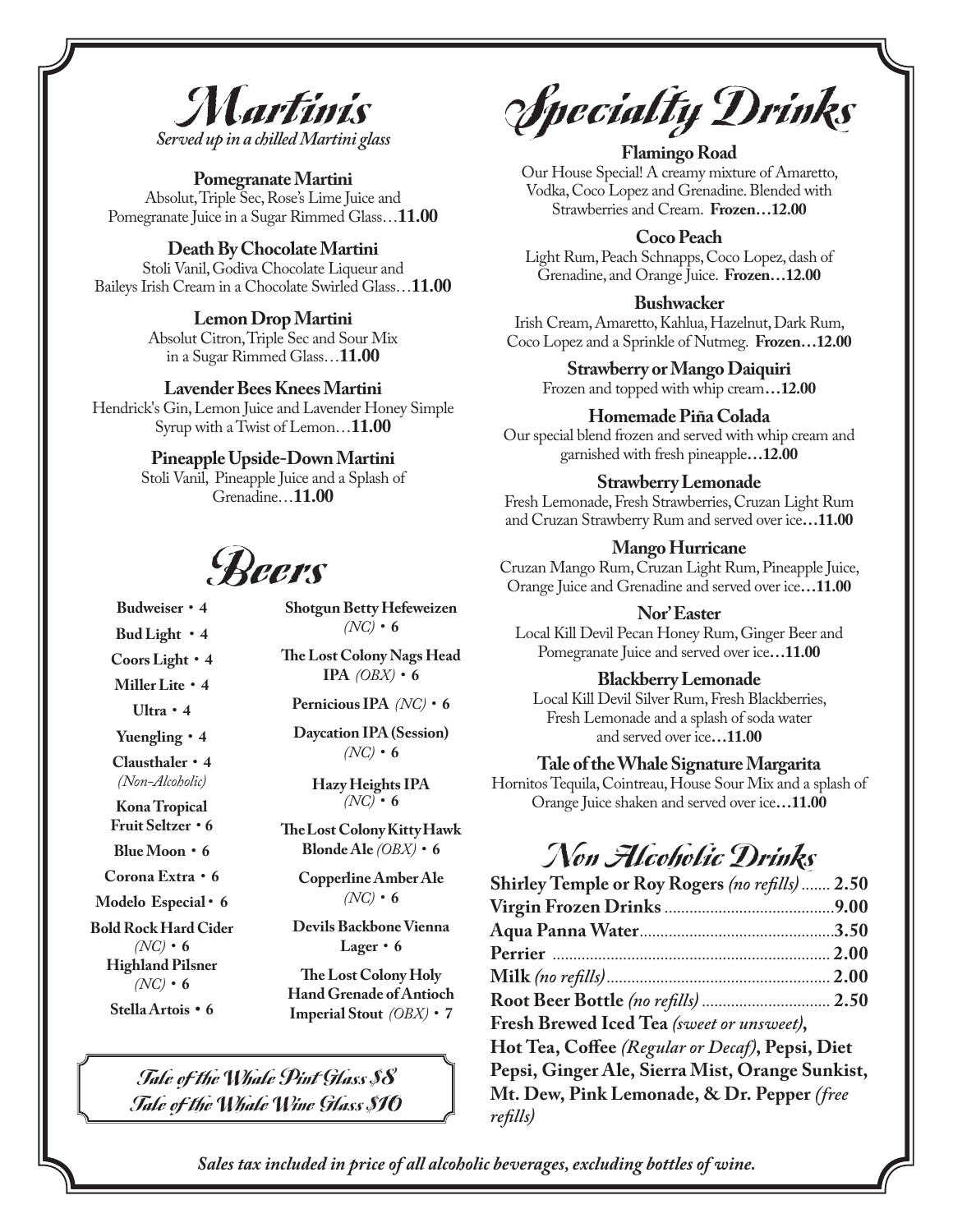# Martinis

*Served up in a chilled Martini glass*

**Pomegranate Martini**
Absolut, Triple Sec, Rose's Lime Juice and Pomegranate Juice in a Sugar Rimmed Glass…**11.00**

**Death By Chocolate Martini**
Stoli Vanil, Godiva Chocolate Liqueur and Baileys Irish Cream in a Chocolate Swirled Glass…**11.00**

**Lemon Drop Martini**
Absolut Citron, Triple Sec and Sour Mix in a Sugar Rimmed Glass…**11.00**

**Lavender Bees Knees Martini**
Hendrick's Gin, Lemon Juice and Lavender Honey Simple Syrup with a Twist of Lemon…**11.00**

**Pineapple Upside-Down Martini**
Stoli Vanil, Pineapple Juice and a Splash of Grenadine…**11.00**

# Beers

**Budweiser • 4**

**Bud Light • 4**

**Coors Light • 4**

**Miller Lite • 4**

**Ultra • 4**

**Yuengling • 4**

**Clausthaler • 4**
*(Non-Alcoholic)*

**Kona Tropical Fruit Seltzer • 6**

**Blue Moon • 6**

**Corona Extra • 6**

**Modelo Especial • 6**

**Bold Rock Hard Cider** *(NC)* **• 6**

**Highland Pilsner** *(NC)* **• 6**

**Stella Artois • 6**

**Shotgun Betty Hefeweizen** *(NC)* **• 6**

**The Lost Colony Nags Head IPA** *(OBX)* **• 6**

**Pernicious IPA** *(NC)* **• 6**

**Daycation IPA (Session)** *(NC)* **• 6**

**Hazy Heights IPA** *(NC)* **• 6**

**The Lost Colony Kitty Hawk Blonde Ale** *(OBX)* **• 6**

**Copperline Amber Ale** *(NC)* **• 6**

**Devils Backbone Vienna Lager • 6**

**The Lost Colony Holy Hand Grenade of Antioch Imperial Stout** *(OBX)* **• 7**

*Tale of the Whale Pint Glass $8*
*Tale of the Whale Wine Glass $10*

# Specialty Drinks

**Flamingo Road**
Our House Special! A creamy mixture of Amaretto, Vodka, Coco Lopez and Grenadine. Blended with Strawberries and Cream. **Frozen…12.00**

**Coco Peach**
Light Rum, Peach Schnapps, Coco Lopez, dash of Grenadine, and Orange Juice. **Frozen…12.00**

**Bushwacker**
Irish Cream, Amaretto, Kahlua, Hazelnut, Dark Rum, Coco Lopez and a Sprinkle of Nutmeg. **Frozen…12.00**

**Strawberry or Mango Daiquiri**
Frozen and topped with whip cream**…12.00**

**Homemade Piña Colada**
Our special blend frozen and served with whip cream and garnished with fresh pineapple**…12.00**

**Strawberry Lemonade**
Fresh Lemonade, Fresh Strawberries, Cruzan Light Rum and Cruzan Strawberry Rum and served over ice**…11.00**

**Mango Hurricane**
Cruzan Mango Rum, Cruzan Light Rum, Pineapple Juice, Orange Juice and Grenadine and served over ice**…11.00**

**Nor' Easter**
Local Kill Devil Pecan Honey Rum, Ginger Beer and Pomegranate Juice and served over ice**…11.00**

**Blackberry Lemonade**
Local Kill Devil Silver Rum, Fresh Blackberries, Fresh Lemonade and a splash of soda water and served over ice**…11.00**

**Tale of the Whale Signature Margarita**
Hornitos Tequila, Cointreau, House Sour Mix and a splash of Orange Juice shaken and served over ice**…11.00**

# Non Alcoholic Drinks

**Shirley Temple or Roy Rogers** *(no refills)* ....... **2.50**
**Virgin Frozen Drinks** ......................................... **9.00**
**Aqua Panna Water**............................................. **3.50**
**Perrier** ................................................................. **2.00**
**Milk** *(no refills)* ..................................................... **2.00**
**Root Beer Bottle** *(no refills)* .............................. **2.50**
**Fresh Brewed Iced Tea** *(sweet or unsweet)*, **Hot Tea, Coffee** *(Regular or Decaf)*, **Pepsi, Diet Pepsi, Ginger Ale, Sierra Mist, Orange Sunkist, Mt. Dew, Pink Lemonade, & Dr. Pepper** *(free refills)*

***Sales tax included in price of all alcoholic beverages, excluding bottles of wine.***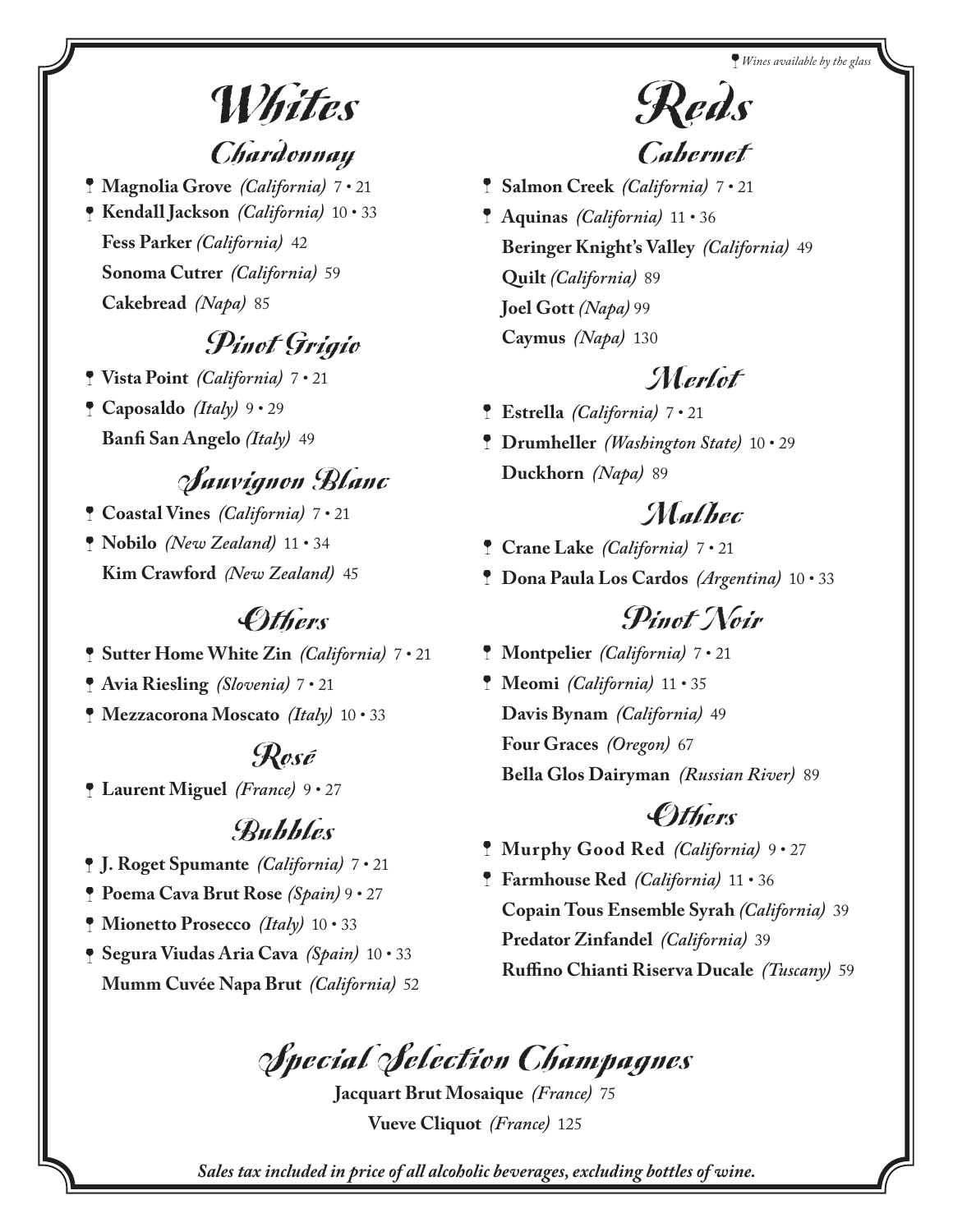*🍷 Wines available by the glass*

# Whites

## Chardonnay

- 🍷 **Magnolia Grove** *(California)* 7 • 21
- 🍷 **Kendall Jackson** *(California)* 10 • 33
- **Fess Parker** *(California)* 42
- **Sonoma Cutrer** *(California)* 59
- **Cakebread** *(Napa)* 85

## Pinot Grigio

- 🍷 **Vista Point** *(California)* 7 • 21
- 🍷 **Caposaldo** *(Italy)* 9 • 29
- **Banfi San Angelo** *(Italy)* 49

## Sauvignon Blanc

- 🍷 **Coastal Vines** *(California)* 7 • 21
- 🍷 **Nobilo** *(New Zealand)* 11 • 34
- **Kim Crawford** *(New Zealand)* 45

## Others

- 🍷 **Sutter Home White Zin** *(California)* 7 • 21
- 🍷 **Avia Riesling** *(Slovenia)* 7 • 21
- 🍷 **Mezzacorona Moscato** *(Italy)* 10 • 33

## Rosé

- 🍷 **Laurent Miguel** *(France)* 9 • 27

## Bubbles

- 🍷 **J. Roget Spumante** *(California)* 7 • 21
- 🍷 **Poema Cava Brut Rose** *(Spain)* 9 • 27
- 🍷 **Mionetto Prosecco** *(Italy)* 10 • 33
- 🍷 **Segura Viudas Aria Cava** *(Spain)* 10 • 33
- **Mumm Cuvée Napa Brut** *(California)* 52

# Reds

## Cabernet

- 🍷 **Salmon Creek** *(California)* 7 • 21
- 🍷 **Aquinas** *(California)* 11 • 36
- **Beringer Knight's Valley** *(California)* 49
- **Quilt** *(California)* 89
- **Joel Gott** *(Napa)* 99
- **Caymus** *(Napa)* 130

## Merlot

- 🍷 **Estrella** *(California)* 7 • 21
- 🍷 **Drumheller** *(Washington State)* 10 • 29
- **Duckhorn** *(Napa)* 89

## Malbec

- 🍷 **Crane Lake** *(California)* 7 • 21
- 🍷 **Dona Paula Los Cardos** *(Argentina)* 10 • 33

## Pinot Noir

- 🍷 **Montpelier** *(California)* 7 • 21
- 🍷 **Meomi** *(California)* 11 • 35
- **Davis Bynam** *(California)* 49
- **Four Graces** *(Oregon)* 67
- **Bella Glos Dairyman** *(Russian River)* 89

## Others

- 🍷 **Murphy Good Red** *(California)* 9 • 27
- 🍷 **Farmhouse Red** *(California)* 11 • 36
- **Copain Tous Ensemble Syrah** *(California)* 39
- **Predator Zinfandel** *(California)* 39
- **Ruffino Chianti Riserva Ducale** *(Tuscany)* 59

# Special Selection Champagnes

**Jacquart Brut Mosaique** *(France)* 75

**Vueve Cliquot** *(France)* 125

***Sales tax included in price of all alcoholic beverages, excluding bottles of wine.***